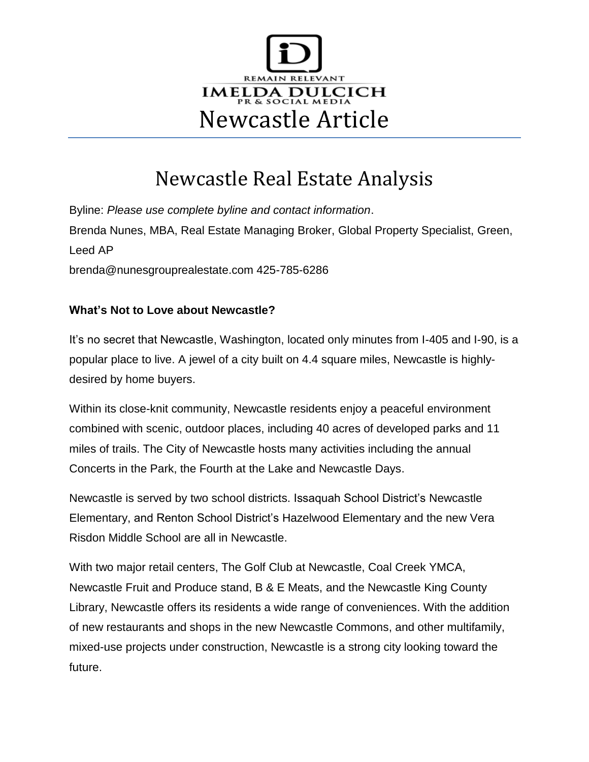REMAIN RELEVANT

IMELDA DULCICH

PR & SOCIAL MEDIA

# Newcastle Article

## Newcastle Real Estate Analysis

Byline: *Please use complete byline and contact information*.

Brenda Nunes, MBA, Real Estate Managing Broker, Global Property Specialist, Green, Leed AP

brenda@nunesgrouprealestate.com 425-785-6286

**What's Not to Love about Newcastle?**

It's no secret that Newcastle, Washington, located only minutes from I-405 and I-90, is a popular place to live. A jewel of a city built on 4.4 square miles, Newcastle is highly-desired by home buyers.

Within its close-knit community, Newcastle residents enjoy a peaceful environment combined with scenic, outdoor places, including 40 acres of developed parks and 11 miles of trails. The City of Newcastle hosts many activities including the annual Concerts in the Park, the Fourth at the Lake and Newcastle Days.

Newcastle is served by two school districts. Issaquah School District's Newcastle Elementary, and Renton School District's Hazelwood Elementary and the new Vera Risdon Middle School are all in Newcastle.

With two major retail centers, The Golf Club at Newcastle, Coal Creek YMCA, Newcastle Fruit and Produce stand, B & E Meats, and the Newcastle King County Library, Newcastle offers its residents a wide range of conveniences. With the addition of new restaurants and shops in the new Newcastle Commons, and other multifamily, mixed-use projects under construction, Newcastle is a strong city looking toward the future.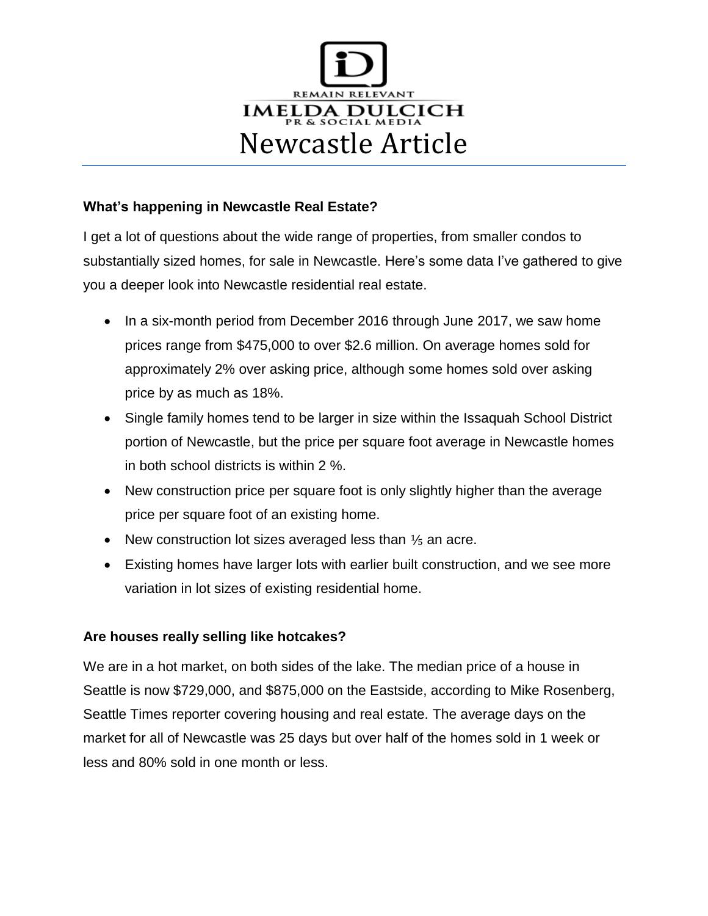# Newcastle Article

**What's happening in Newcastle Real Estate?**

I get a lot of questions about the wide range of properties, from smaller condos to substantially sized homes, for sale in Newcastle. Here's some data I've gathered to give you a deeper look into Newcastle residential real estate.

- In a six-month period from December 2016 through June 2017, we saw home prices range from $475,000 to over $2.6 million. On average homes sold for approximately 2% over asking price, although some homes sold over asking price by as much as 18%.
- Single family homes tend to be larger in size within the Issaquah School District portion of Newcastle, but the price per square foot average in Newcastle homes in both school districts is within 2 %.
- New construction price per square foot is only slightly higher than the average price per square foot of an existing home.
- New construction lot sizes averaged less than ⅕ an acre.
- Existing homes have larger lots with earlier built construction, and we see more variation in lot sizes of existing residential home.

**Are houses really selling like hotcakes?**

We are in a hot market, on both sides of the lake. The median price of a house in Seattle is now $729,000, and $875,000 on the Eastside, according to Mike Rosenberg, Seattle Times reporter covering housing and real estate. The average days on the market for all of Newcastle was 25 days but over half of the homes sold in 1 week or less and 80% sold in one month or less.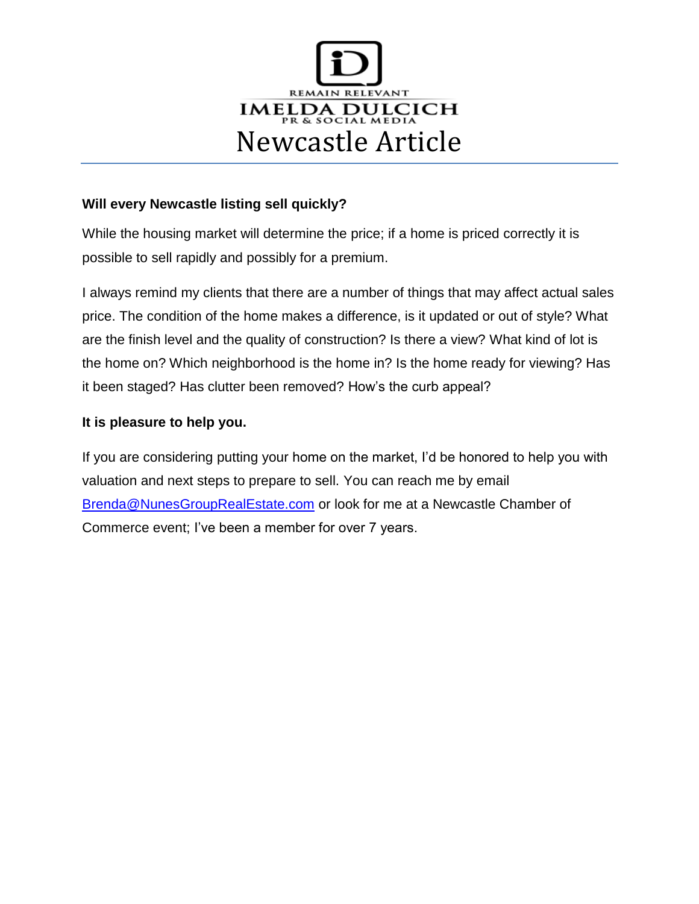REMAIN RELEVANT

IMELDA DULCICH

PR & SOCIAL MEDIA

# Newcastle Article

**Will every Newcastle listing sell quickly?**

While the housing market will determine the price; if a home is priced correctly it is possible to sell rapidly and possibly for a premium.

I always remind my clients that there are a number of things that may affect actual sales price. The condition of the home makes a difference, is it updated or out of style? What are the finish level and the quality of construction? Is there a view? What kind of lot is the home on? Which neighborhood is the home in? Is the home ready for viewing? Has it been staged? Has clutter been removed? How's the curb appeal?

**It is pleasure to help you.**

If you are considering putting your home on the market, I'd be honored to help you with valuation and next steps to prepare to sell. You can reach me by email Brenda@NunesGroupRealEstate.com or look for me at a Newcastle Chamber of Commerce event; I've been a member for over 7 years.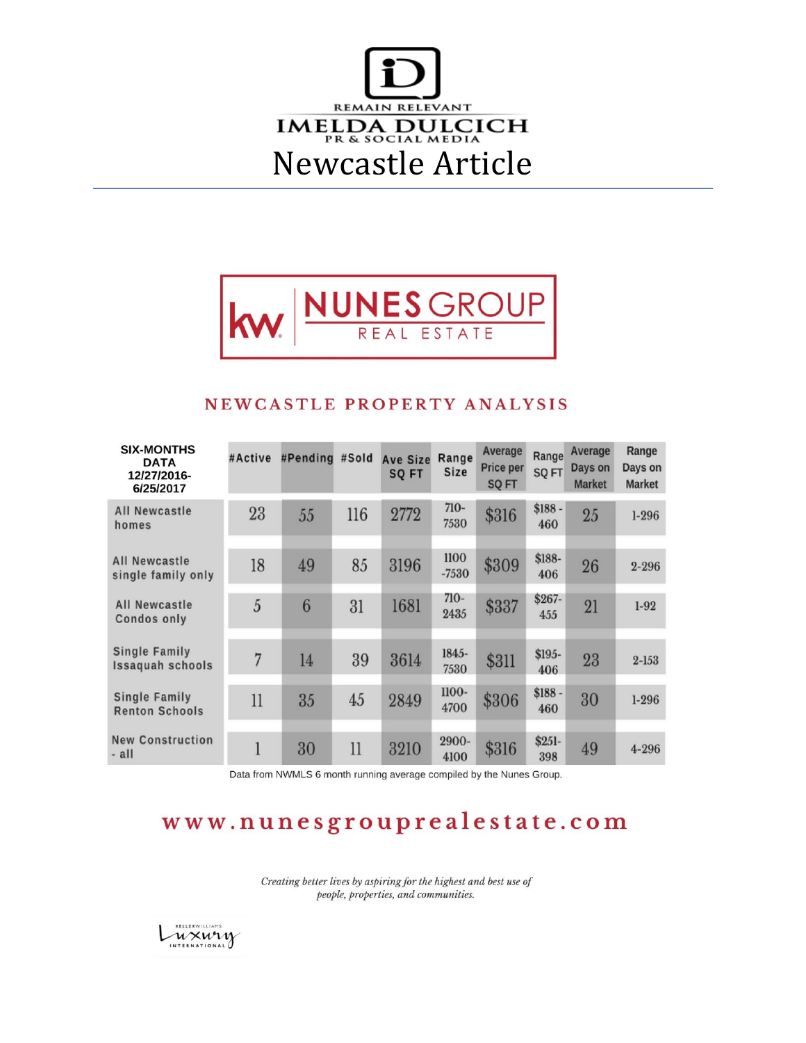REMAIN RELEVANT

IMELDA DULCICH

PR & SOCIAL MEDIA

# Newcastle Article

NUNES GROUP REAL ESTATE

## NEWCASTLE PROPERTY ANALYSIS

| SIX-MONTHS DATA 12/27/2016-6/25/2017 | #Active | #Pending | #Sold | Ave Size SQ FT | Range Size | Average Price per SQ FT | Range SQ FT | Average Days on Market | Range Days on Market |
|---|---|---|---|---|---|---|---|---|---|
| All Newcastle homes | 23 | 55 | 116 | 2772 | 710-7530 | $316 | $188 - 460 | 25 | 1-296 |
| All Newcastle single family only | 18 | 49 | 85 | 3196 | 1100-7530 | $309 | $188-406 | 26 | 2-296 |
| All Newcastle Condos only | 5 | 6 | 31 | 1681 | 710-2435 | $337 | $267-455 | 21 | 1-92 |
| Single Family Issaquah schools | 7 | 14 | 39 | 3614 | 1845-7530 | $311 | $195-406 | 23 | 2-153 |
| Single Family Renton Schools | 11 | 35 | 45 | 2849 | 1100-4700 | $306 | $188 - 460 | 30 | 1-296 |
| New Construction - all | 1 | 30 | 11 | 3210 | 2900-4100 | $316 | $251-398 | 49 | 4-296 |

Data from NWMLS 6 month running average compiled by the Nunes Group.

www.nunesgrouprealestate.com

*Creating better lives by aspiring for the highest and best use of people, properties, and communities.*

KELLERWILLIAMS Luxury INTERNATIONAL